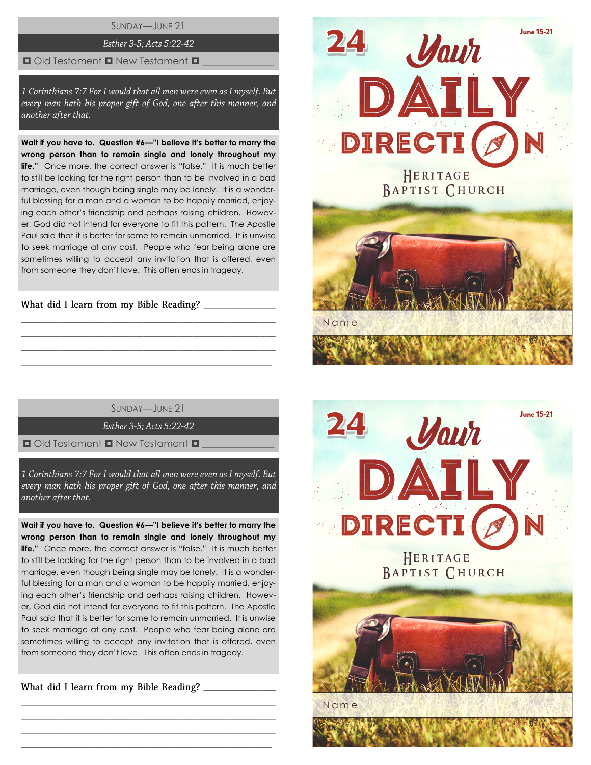SUNDAY—JUNE 21

*Esther 3-5; Acts 5:22-42*

◘ Old Testament ◘ New Testament ◘ _______________

*1 Corinthians 7:7 For I would that all men were even as I myself. But every man hath his proper gift of God, one after this manner, and another after that.*

**Wait if you have to. Question #6—"I believe it's better to marry the wrong person than to remain single and lonely throughout my life."** Once more, the correct answer is "false." It is much better to still be looking for the right person than to be involved in a bad marriage, even though being single may be lonely. It is a wonderful blessing for a man and a woman to be happily married, enjoying each other's friendship and perhaps raising children. However, God did not intend for everyone to fit this pattern. The Apostle Paul said that it is better for some to remain unmarried. It is unwise to seek marriage at any cost. People who fear being alone are sometimes willing to accept any invitation that is offered, even from someone they don't love. This often ends in tragedy.

What did I learn from my Bible Reading? _______________

_______________________________________________

_______________________________________________

_______________________________________________

_______________________________________________

24

June 15-21

# Your DAILY DIRECTION

Heritage Baptist Church

Name

SUNDAY—JUNE 21

*Esther 3-5; Acts 5:22-42*

◘ Old Testament ◘ New Testament ◘ _______________

*1 Corinthians 7:7 For I would that all men were even as I myself. But every man hath his proper gift of God, one after this manner, and another after that.*

**Wait if you have to. Question #6—"I believe it's better to marry the wrong person than to remain single and lonely throughout my life."** Once more, the correct answer is "false." It is much better to still be looking for the right person than to be involved in a bad marriage, even though being single may be lonely. It is a wonderful blessing for a man and a woman to be happily married, enjoying each other's friendship and perhaps raising children. However, God did not intend for everyone to fit this pattern. The Apostle Paul said that it is better for some to remain unmarried. It is unwise to seek marriage at any cost. People who fear being alone are sometimes willing to accept any invitation that is offered, even from someone they don't love. This often ends in tragedy.

What did I learn from my Bible Reading? _______________

_______________________________________________

_______________________________________________

_______________________________________________

_______________________________________________

24

June 15-21

# Your DAILY DIRECTION

Heritage Baptist Church

Name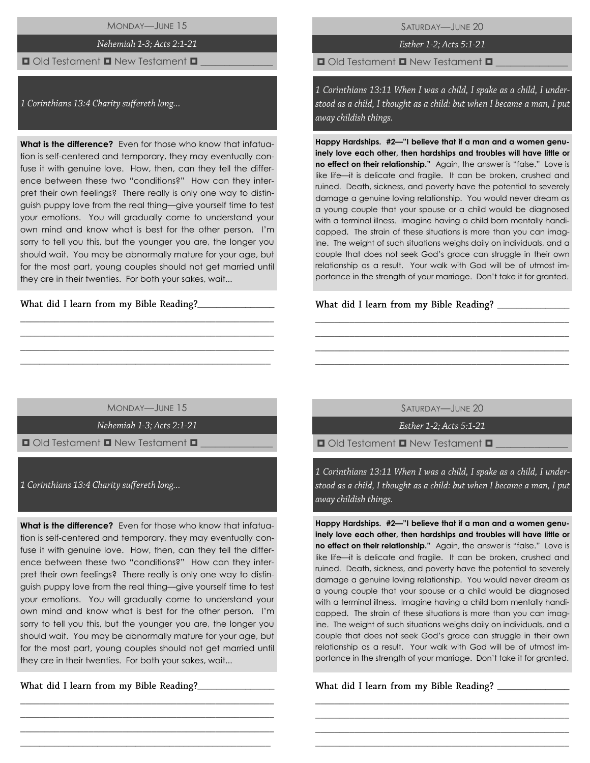## MONDAY—JUNE 15

*Nehemiah 1-3; Acts 2:1-21*

◘ Old Testament ◘ New Testament ◘ ______________

*1 Corinthians 13:4 Charity suffereth long...*

**What is the difference?** Even for those who know that infatuation is self-centered and temporary, they may eventually confuse it with genuine love. How, then, can they tell the difference between these two "conditions?" How can they interpret their own feelings? There really is only one way to distinguish puppy love from the real thing—give yourself time to test your emotions. You will gradually come to understand your own mind and know what is best for the other person. I'm sorry to tell you this, but the younger you are, the longer you should wait. You may be abnormally mature for your age, but for the most part, young couples should not get married until they are in their twenties. For both your sakes, wait...

What did I learn from my Bible Reading?_______________

_______________________________________________

_______________________________________________

_______________________________________________

_______________________________________________

## SATURDAY—JUNE 20

*Esther 1-2; Acts 5:1-21*

◘ Old Testament ◘ New Testament ◘ ______________

*1 Corinthians 13:11 When I was a child, I spake as a child, I understood as a child, I thought as a child: but when I became a man, I put away childish things.*

**Happy Hardships. #2—"I believe that if a man and a women genuinely love each other, then hardships and troubles will have little or no effect on their relationship."** Again, the answer is "false." Love is like life—it is delicate and fragile. It can be broken, crushed and ruined. Death, sickness, and poverty have the potential to severely damage a genuine loving relationship. You would never dream as a young couple that your spouse or a child would be diagnosed with a terminal illness. Imagine having a child born mentally handicapped. The strain of these situations is more than you can imagine. The weight of such situations weighs daily on individuals, and a couple that does not seek God's grace can struggle in their own relationship as a result. Your walk with God will be of utmost importance in the strength of your marriage. Don't take it for granted.

What did I learn from my Bible Reading? _______________

_______________________________________________

_______________________________________________

_______________________________________________

_______________________________________________

## MONDAY—JUNE 15

*Nehemiah 1-3; Acts 2:1-21*

◘ Old Testament ◘ New Testament ◘ ______________

*1 Corinthians 13:4 Charity suffereth long...*

**What is the difference?** Even for those who know that infatuation is self-centered and temporary, they may eventually confuse it with genuine love. How, then, can they tell the difference between these two "conditions?" How can they interpret their own feelings? There really is only one way to distinguish puppy love from the real thing—give yourself time to test your emotions. You will gradually come to understand your own mind and know what is best for the other person. I'm sorry to tell you this, but the younger you are, the longer you should wait. You may be abnormally mature for your age, but for the most part, young couples should not get married until they are in their twenties. For both your sakes, wait...

What did I learn from my Bible Reading?_______________

_______________________________________________

_______________________________________________

_______________________________________________

_______________________________________________

## SATURDAY—JUNE 20

*Esther 1-2; Acts 5:1-21*

◘ Old Testament ◘ New Testament ◘ ______________

*1 Corinthians 13:11 When I was a child, I spake as a child, I understood as a child, I thought as a child: but when I became a man, I put away childish things.*

**Happy Hardships. #2—"I believe that if a man and a women genuinely love each other, then hardships and troubles will have little or no effect on their relationship."** Again, the answer is "false." Love is like life—it is delicate and fragile. It can be broken, crushed and ruined. Death, sickness, and poverty have the potential to severely damage a genuine loving relationship. You would never dream as a young couple that your spouse or a child would be diagnosed with a terminal illness. Imagine having a child born mentally handicapped. The strain of these situations is more than you can imagine. The weight of such situations weighs daily on individuals, and a couple that does not seek God's grace can struggle in their own relationship as a result. Your walk with God will be of utmost importance in the strength of your marriage. Don't take it for granted.

What did I learn from my Bible Reading? _______________

_______________________________________________

_______________________________________________

_______________________________________________

_______________________________________________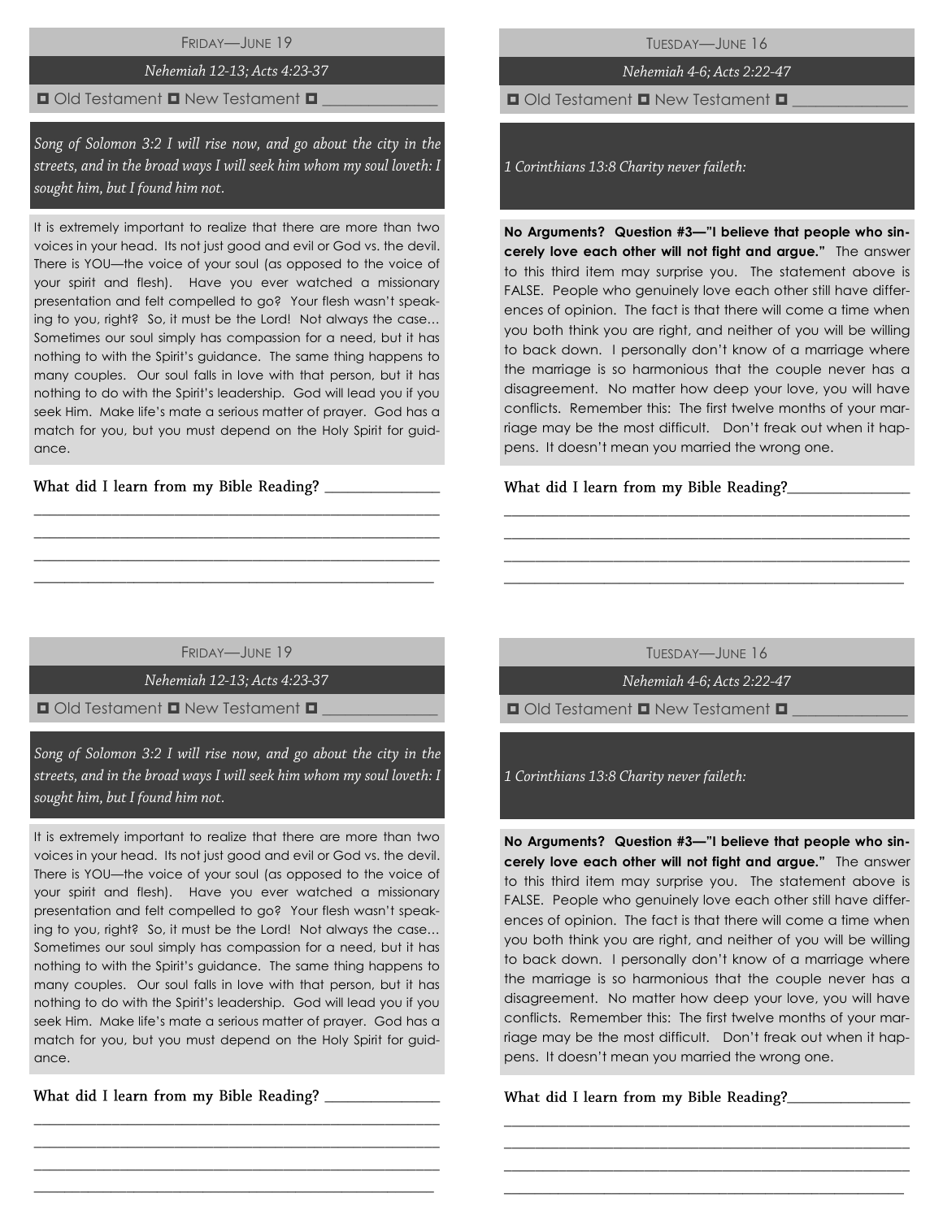## Friday—June 19

*Nehemiah 12-13; Acts 4:23-37*

◘ Old Testament ◘ New Testament ◘ _______________

*Song of Solomon 3:2 I will rise now, and go about the city in the streets, and in the broad ways I will seek him whom my soul loveth: I sought him, but I found him not.*

It is extremely important to realize that there are more than two voices in your head. Its not just good and evil or God vs. the devil. There is YOU—the voice of your soul (as opposed to the voice of your spirit and flesh). Have you ever watched a missionary presentation and felt compelled to go? Your flesh wasn't speaking to you, right? So, it must be the Lord! Not always the case… Sometimes our soul simply has compassion for a need, but it has nothing to with the Spirit's guidance. The same thing happens to many couples. Our soul falls in love with that person, but it has nothing to do with the Spirit's leadership. God will lead you if you seek Him. Make life's mate a serious matter of prayer. God has a match for you, but you must depend on the Holy Spirit for guidance.

What did I learn from my Bible Reading? _______________

_______________________________________________________

_______________________________________________________

_______________________________________________________

_______________________________________________________

## Tuesday—June 16

*Nehemiah 4-6; Acts 2:22-47*

◘ Old Testament ◘ New Testament ◘ _______________

*1 Corinthians 13:8 Charity never faileth:*

**No Arguments? Question #3—"I believe that people who sincerely love each other will not fight and argue."** The answer to this third item may surprise you. The statement above is FALSE. People who genuinely love each other still have differences of opinion. The fact is that there will come a time when you both think you are right, and neither of you will be willing to back down. I personally don't know of a marriage where the marriage is so harmonious that the couple never has a disagreement. No matter how deep your love, you will have conflicts. Remember this: The first twelve months of your marriage may be the most difficult. Don't freak out when it happens. It doesn't mean you married the wrong one.

What did I learn from my Bible Reading?_______________

_______________________________________________________

_______________________________________________________

_______________________________________________________

_______________________________________________________

## Friday—June 19

*Nehemiah 12-13; Acts 4:23-37*

◘ Old Testament ◘ New Testament ◘ _______________

*Song of Solomon 3:2 I will rise now, and go about the city in the streets, and in the broad ways I will seek him whom my soul loveth: I sought him, but I found him not.*

It is extremely important to realize that there are more than two voices in your head. Its not just good and evil or God vs. the devil. There is YOU—the voice of your soul (as opposed to the voice of your spirit and flesh). Have you ever watched a missionary presentation and felt compelled to go? Your flesh wasn't speaking to you, right? So, it must be the Lord! Not always the case… Sometimes our soul simply has compassion for a need, but it has nothing to with the Spirit's guidance. The same thing happens to many couples. Our soul falls in love with that person, but it has nothing to do with the Spirit's leadership. God will lead you if you seek Him. Make life's mate a serious matter of prayer. God has a match for you, but you must depend on the Holy Spirit for guidance.

What did I learn from my Bible Reading? _______________

_______________________________________________________

_______________________________________________________

_______________________________________________________

_______________________________________________________

## Tuesday—June 16

*Nehemiah 4-6; Acts 2:22-47*

◘ Old Testament ◘ New Testament ◘ _______________

*1 Corinthians 13:8 Charity never faileth:*

**No Arguments? Question #3—"I believe that people who sincerely love each other will not fight and argue."** The answer to this third item may surprise you. The statement above is FALSE. People who genuinely love each other still have differences of opinion. The fact is that there will come a time when you both think you are right, and neither of you will be willing to back down. I personally don't know of a marriage where the marriage is so harmonious that the couple never has a disagreement. No matter how deep your love, you will have conflicts. Remember this: The first twelve months of your marriage may be the most difficult. Don't freak out when it happens. It doesn't mean you married the wrong one.

What did I learn from my Bible Reading?_______________

_______________________________________________________

_______________________________________________________

_______________________________________________________

_______________________________________________________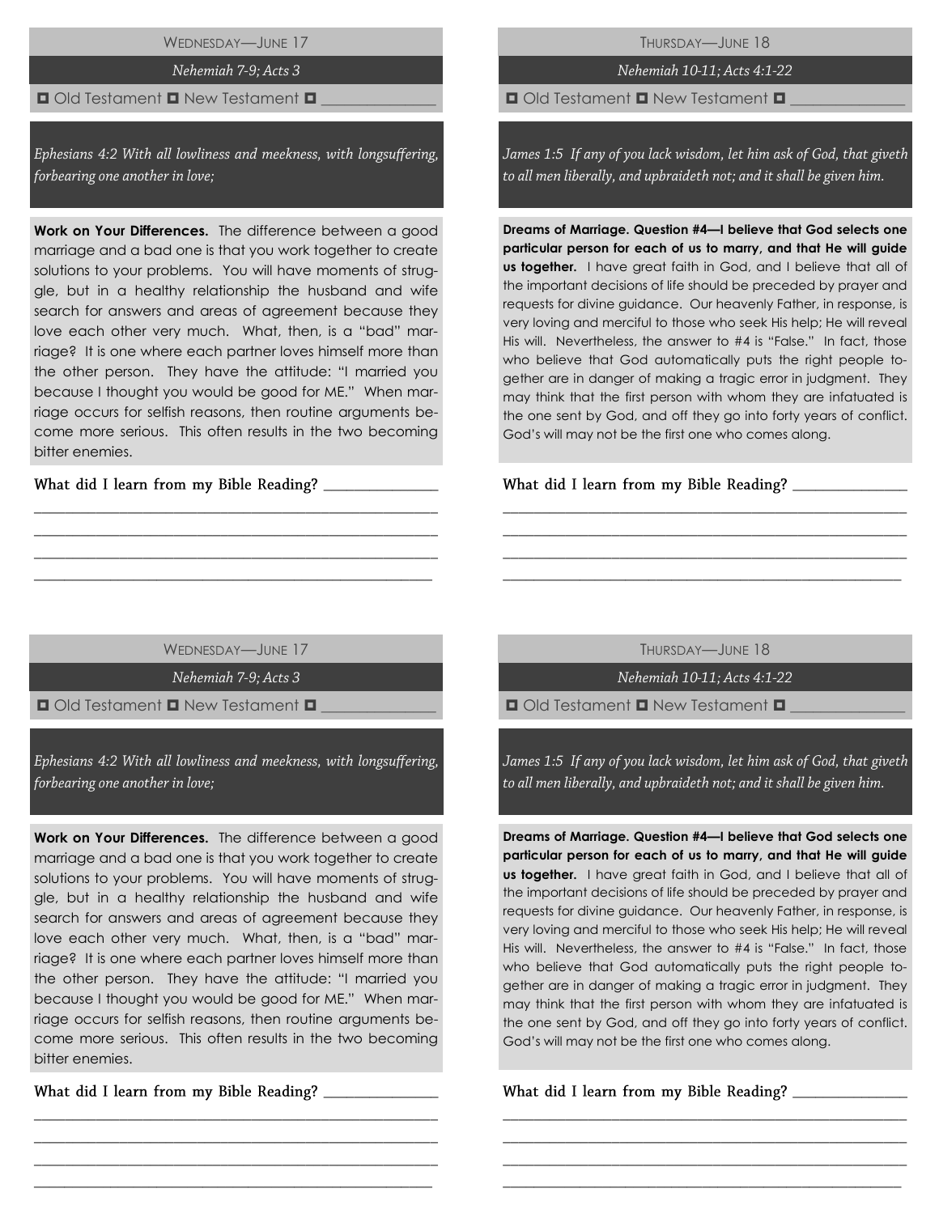WEDNESDAY—JUNE 17

*Nehemiah 7-9; Acts 3*

◘ Old Testament ◘ New Testament ◘ _______________

*Ephesians 4:2 With all lowliness and meekness, with longsuffering, forbearing one another in love;*

**Work on Your Differences.** The difference between a good marriage and a bad one is that you work together to create solutions to your problems. You will have moments of struggle, but in a healthy relationship the husband and wife search for answers and areas of agreement because they love each other very much. What, then, is a "bad" marriage? It is one where each partner loves himself more than the other person. They have the attitude: "I married you because I thought you would be good for ME." When marriage occurs for selfish reasons, then routine arguments become more serious. This often results in the two becoming bitter enemies.

What did I learn from my Bible Reading? _______________

_______________________________________________________

_______________________________________________________

_______________________________________________________

_______________________________________________________

THURSDAY—JUNE 18

*Nehemiah 10-11; Acts 4:1-22*

◘ Old Testament ◘ New Testament ◘ _______________

*James 1:5 If any of you lack wisdom, let him ask of God, that giveth to all men liberally, and upbraideth not; and it shall be given him.*

**Dreams of Marriage. Question #4—I believe that God selects one particular person for each of us to marry, and that He will guide us together.** I have great faith in God, and I believe that all of the important decisions of life should be preceded by prayer and requests for divine guidance. Our heavenly Father, in response, is very loving and merciful to those who seek His help; He will reveal His will. Nevertheless, the answer to #4 is "False." In fact, those who believe that God automatically puts the right people together are in danger of making a tragic error in judgment. They may think that the first person with whom they are infatuated is the one sent by God, and off they go into forty years of conflict. God's will may not be the first one who comes along.

What did I learn from my Bible Reading? _______________

_______________________________________________________

_______________________________________________________

_______________________________________________________

_______________________________________________________

WEDNESDAY—JUNE 17

*Nehemiah 7-9; Acts 3*

◘ Old Testament ◘ New Testament ◘ _______________

*Ephesians 4:2 With all lowliness and meekness, with longsuffering, forbearing one another in love;*

**Work on Your Differences.** The difference between a good marriage and a bad one is that you work together to create solutions to your problems. You will have moments of struggle, but in a healthy relationship the husband and wife search for answers and areas of agreement because they love each other very much. What, then, is a "bad" marriage? It is one where each partner loves himself more than the other person. They have the attitude: "I married you because I thought you would be good for ME." When marriage occurs for selfish reasons, then routine arguments become more serious. This often results in the two becoming bitter enemies.

What did I learn from my Bible Reading? _______________

_______________________________________________________

_______________________________________________________

_______________________________________________________

_______________________________________________________

THURSDAY—JUNE 18

*Nehemiah 10-11; Acts 4:1-22*

◘ Old Testament ◘ New Testament ◘ _______________

*James 1:5 If any of you lack wisdom, let him ask of God, that giveth to all men liberally, and upbraideth not; and it shall be given him.*

**Dreams of Marriage. Question #4—I believe that God selects one particular person for each of us to marry, and that He will guide us together.** I have great faith in God, and I believe that all of the important decisions of life should be preceded by prayer and requests for divine guidance. Our heavenly Father, in response, is very loving and merciful to those who seek His help; He will reveal His will. Nevertheless, the answer to #4 is "False." In fact, those who believe that God automatically puts the right people together are in danger of making a tragic error in judgment. They may think that the first person with whom they are infatuated is the one sent by God, and off they go into forty years of conflict. God's will may not be the first one who comes along.

What did I learn from my Bible Reading? _______________

_______________________________________________________

_______________________________________________________

_______________________________________________________

_______________________________________________________